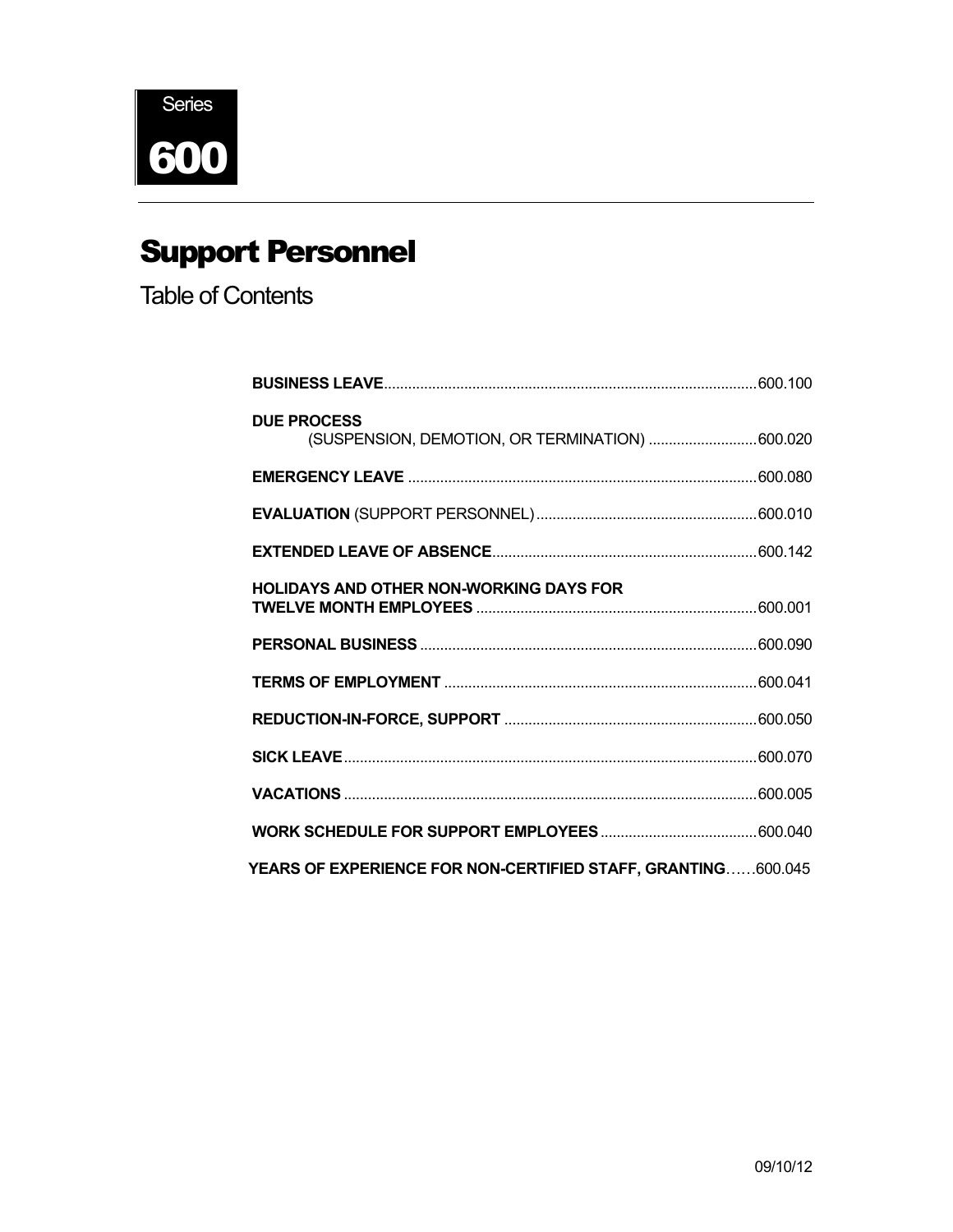Series

# 600

# Support Personnel

## Table of Contents

**BUSINESS LEAVE**............................................................................................600.100

**DUE PROCESS**
(SUSPENSION, DEMOTION, OR TERMINATION) ..........................600.020

**EMERGENCY LEAVE** ......................................................................................600.080

**EVALUATION** (SUPPORT PERSONNEL)......................................................600.010

**EXTENDED LEAVE OF ABSENCE**.................................................................600.142

**HOLIDAYS AND OTHER NON-WORKING DAYS FOR TWELVE MONTH EMPLOYEES** .....................................................................600.001

**PERSONAL BUSINESS** ...................................................................................600.090

**TERMS OF EMPLOYMENT** .............................................................................600.041

**REDUCTION-IN-FORCE, SUPPORT** ..............................................................600.050

**SICK LEAVE**......................................................................................................600.070

**VACATIONS** ......................................................................................................600.005

**WORK SCHEDULE FOR SUPPORT EMPLOYEES**.......................................600.040

**YEARS OF EXPERIENCE FOR NON-CERTIFIED STAFF, GRANTING**……600.045

09/10/12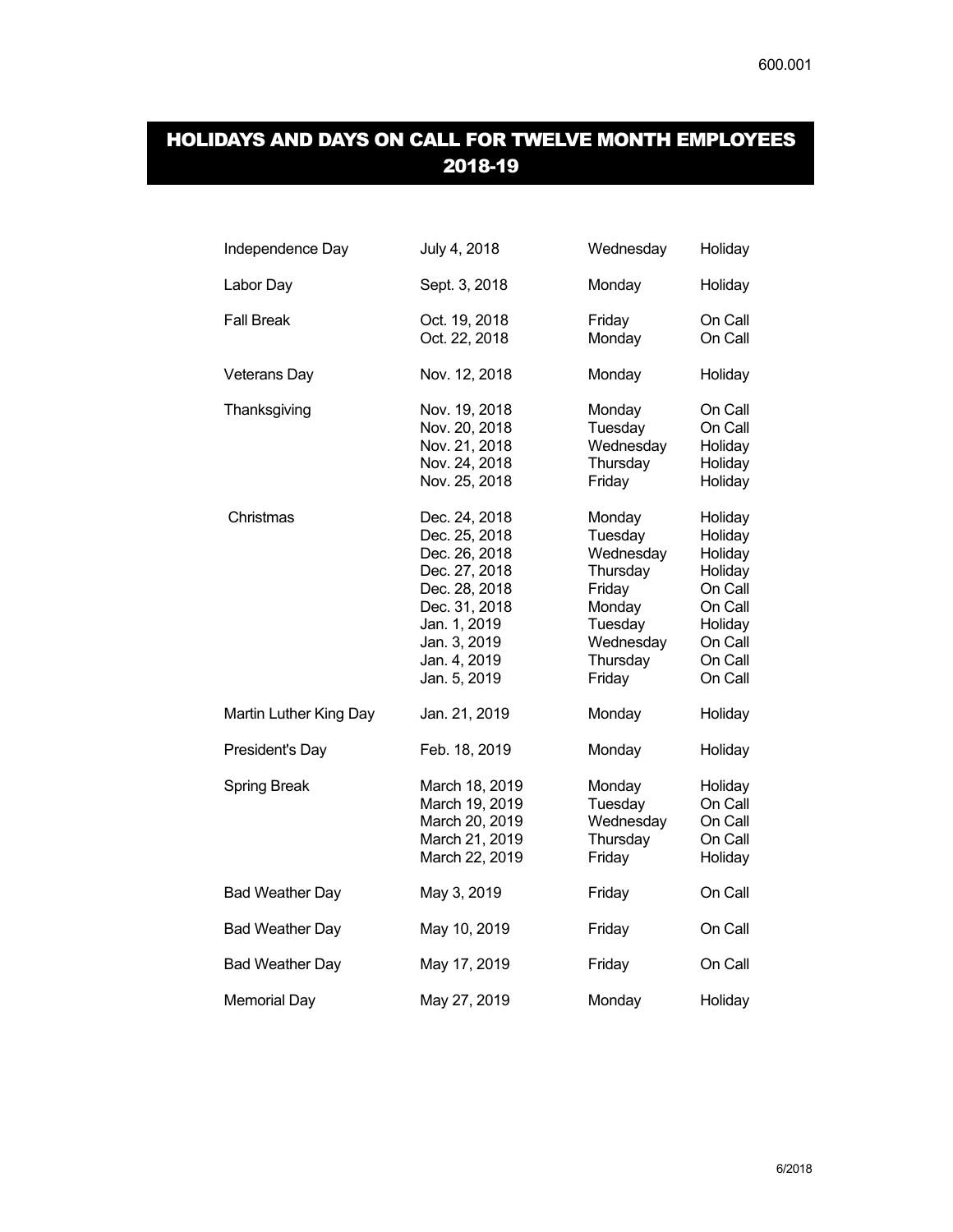# HOLIDAYS AND DAYS ON CALL FOR TWELVE MONTH EMPLOYEES 2018-19

| | | | |
|---|---|---|---|
| Independence Day | July 4, 2018 | Wednesday | Holiday |
| Labor Day | Sept. 3, 2018 | Monday | Holiday |
| Fall Break | Oct. 19, 2018 | Friday | On Call |
| | Oct. 22, 2018 | Monday | On Call |
| Veterans Day | Nov. 12, 2018 | Monday | Holiday |
| Thanksgiving | Nov. 19, 2018 | Monday | On Call |
| | Nov. 20, 2018 | Tuesday | On Call |
| | Nov. 21, 2018 | Wednesday | Holiday |
| | Nov. 24, 2018 | Thursday | Holiday |
| | Nov. 25, 2018 | Friday | Holiday |
| Christmas | Dec. 24, 2018 | Monday | Holiday |
| | Dec. 25, 2018 | Tuesday | Holiday |
| | Dec. 26, 2018 | Wednesday | Holiday |
| | Dec. 27, 2018 | Thursday | Holiday |
| | Dec. 28, 2018 | Friday | On Call |
| | Dec. 31, 2018 | Monday | On Call |
| | Jan. 1, 2019 | Tuesday | Holiday |
| | Jan. 3, 2019 | Wednesday | On Call |
| | Jan. 4, 2019 | Thursday | On Call |
| | Jan. 5, 2019 | Friday | On Call |
| Martin Luther King Day | Jan. 21, 2019 | Monday | Holiday |
| President's Day | Feb. 18, 2019 | Monday | Holiday |
| Spring Break | March 18, 2019 | Monday | Holiday |
| | March 19, 2019 | Tuesday | On Call |
| | March 20, 2019 | Wednesday | On Call |
| | March 21, 2019 | Thursday | On Call |
| | March 22, 2019 | Friday | Holiday |
| Bad Weather Day | May 3, 2019 | Friday | On Call |
| Bad Weather Day | May 10, 2019 | Friday | On Call |
| Bad Weather Day | May 17, 2019 | Friday | On Call |
| Memorial Day | May 27, 2019 | Monday | Holiday |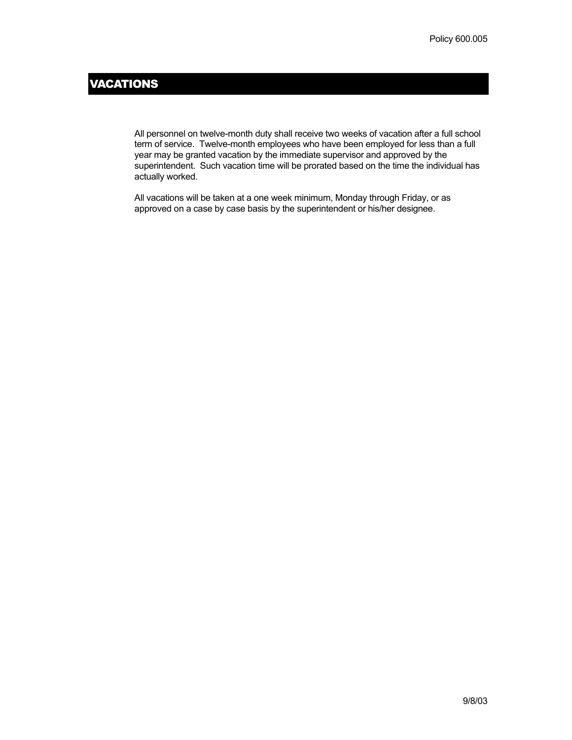Policy 600.005

# VACATIONS

All personnel on twelve-month duty shall receive two weeks of vacation after a full school term of service. Twelve-month employees who have been employed for less than a full year may be granted vacation by the immediate supervisor and approved by the superintendent. Such vacation time will be prorated based on the time the individual has actually worked.

All vacations will be taken at a one week minimum, Monday through Friday, or as approved on a case by case basis by the superintendent or his/her designee.

9/8/03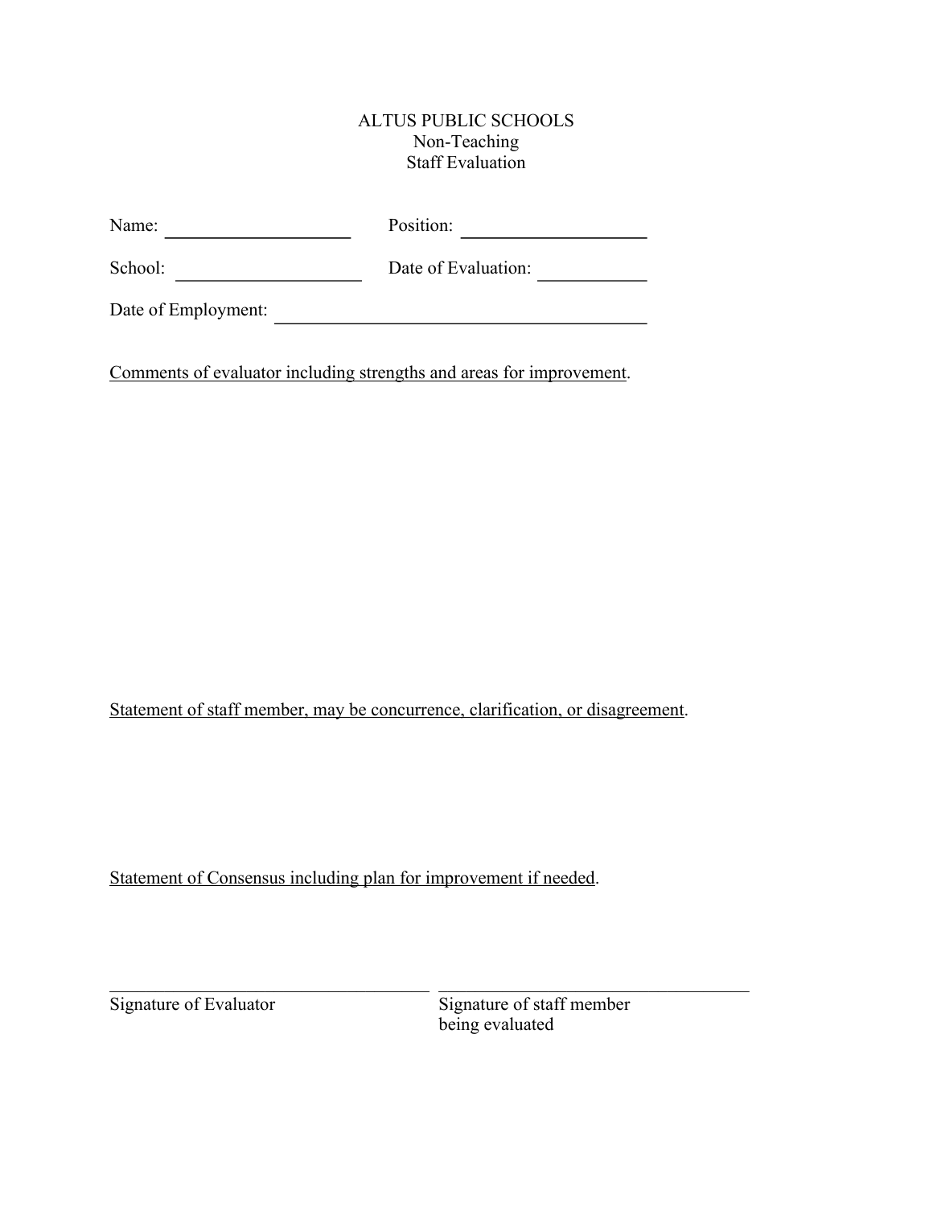# ALTUS PUBLIC SCHOOLS
## Non-Teaching
## Staff Evaluation

Name: ____________________ Position: ____________________

School: ____________________ Date of Evaluation: ____________

Date of Employment: ________________________________________

<u>Comments of evaluator including strengths and areas for improvement</u>.

<u>Statement of staff member, may be concurrence, clarification, or disagreement</u>.

<u>Statement of Consensus including plan for improvement if needed</u>.

___________________________________ ___________________________________

Signature of Evaluator Signature of staff member being evaluated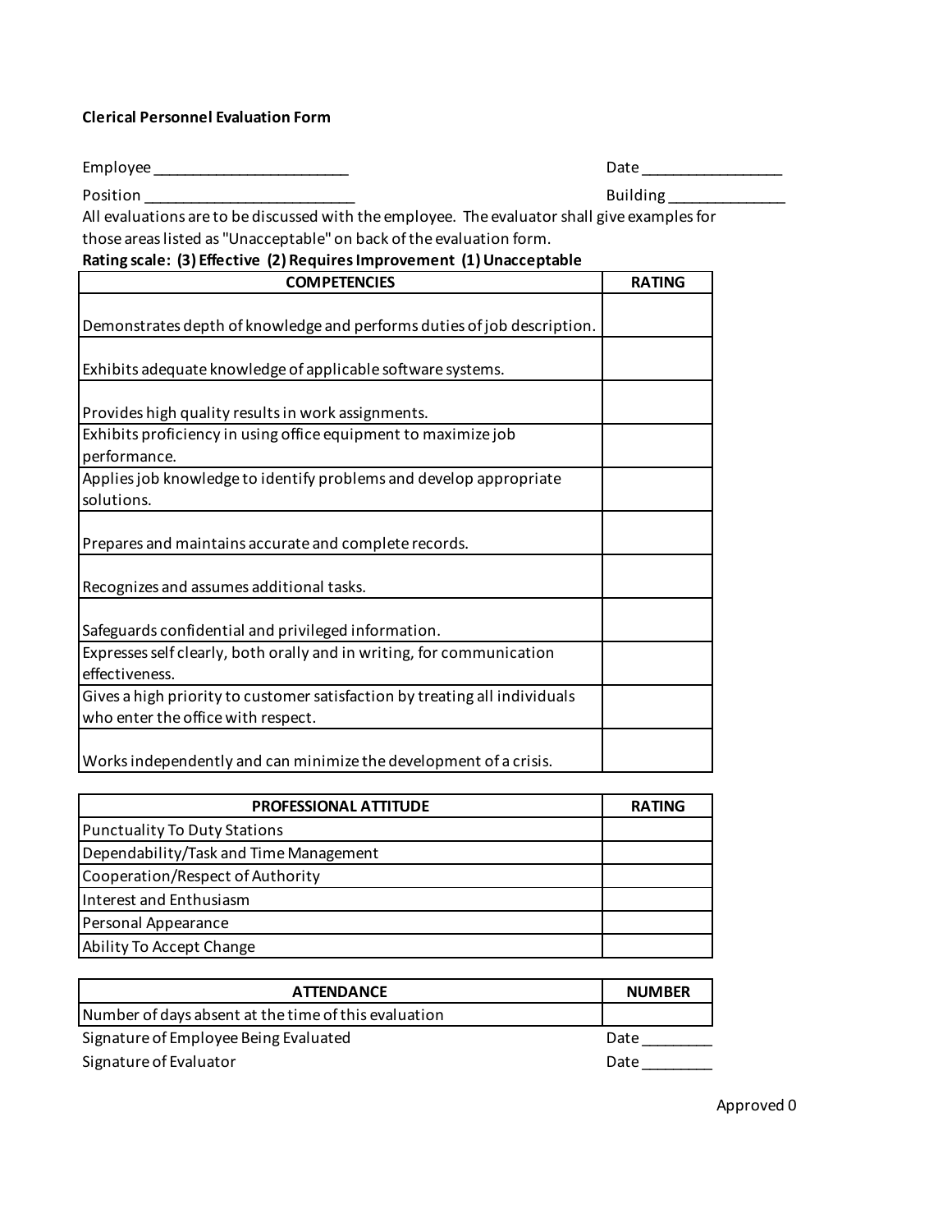**Clerical Personnel Evaluation Form**

Employee ________________________ Date _________________

Position __________________________ Building ______________

All evaluations are to be discussed with the employee. The evaluator shall give examples for those areas listed as "Unacceptable" on back of the evaluation form.

**Rating scale: (3) Effective (2) Requires Improvement (1) Unacceptable**

| COMPETENCIES | RATING |
|---|---|
| Demonstrates depth of knowledge and performs duties of job description. | |
| Exhibits adequate knowledge of applicable software systems. | |
| Provides high quality results in work assignments. | |
| Exhibits proficiency in using office equipment to maximize job performance. | |
| Applies job knowledge to identify problems and develop appropriate solutions. | |
| Prepares and maintains accurate and complete records. | |
| Recognizes and assumes additional tasks. | |
| Safeguards confidential and privileged information. | |
| Expresses self clearly, both orally and in writing, for communication effectiveness. | |
| Gives a high priority to customer satisfaction by treating all individuals who enter the office with respect. | |
| Works independently and can minimize the development of a crisis. | |

| PROFESSIONAL ATTITUDE | RATING |
|---|---|
| Punctuality To Duty Stations | |
| Dependability/Task and Time Management | |
| Cooperation/Respect of Authority | |
| Interest and Enthusiasm | |
| Personal Appearance | |
| Ability To Accept Change | |

| ATTENDANCE | NUMBER |
|---|---|
| Number of days absent at the time of this evaluation | |

Signature of Employee Being Evaluated Date ________

Signature of Evaluator Date ________

Approved 0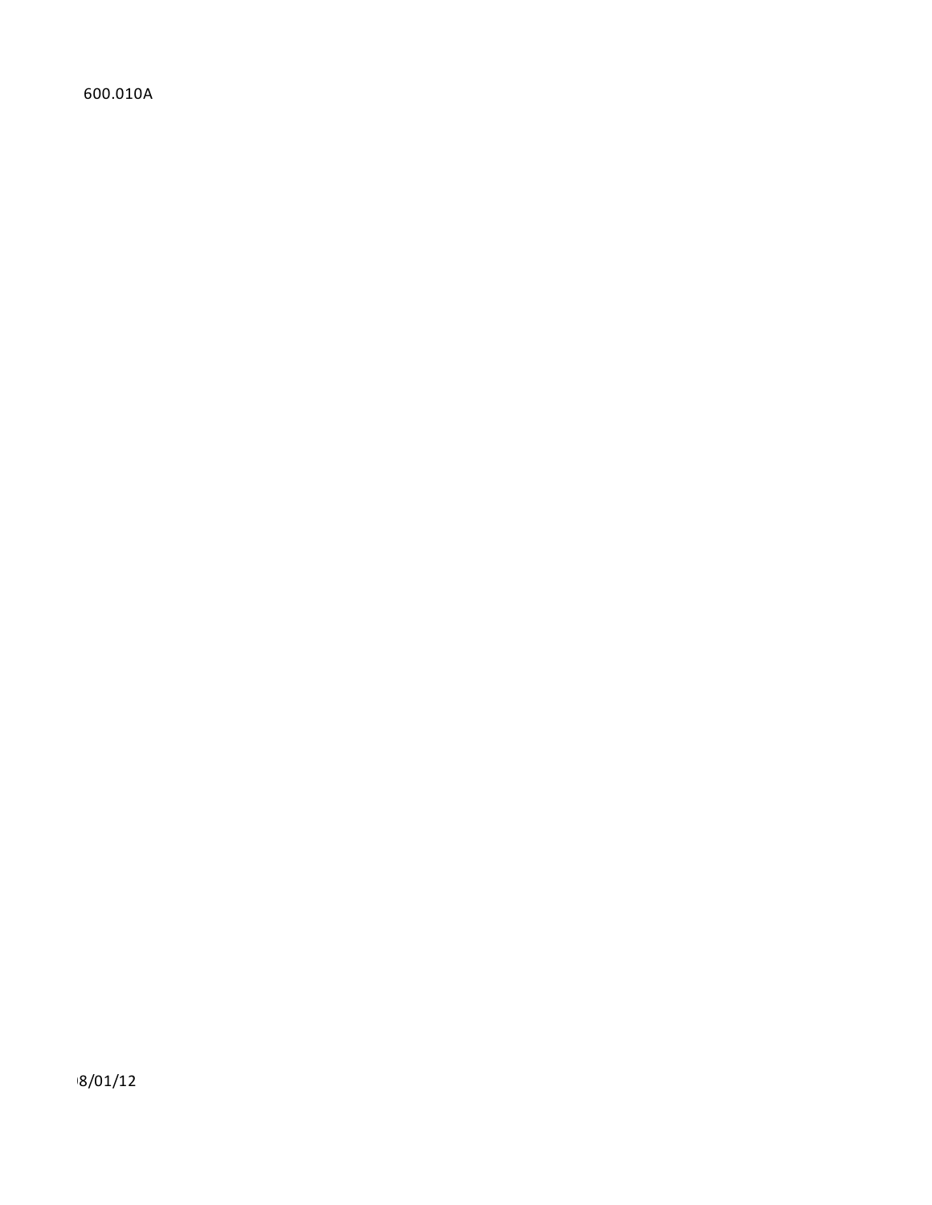600.010A

8/01/12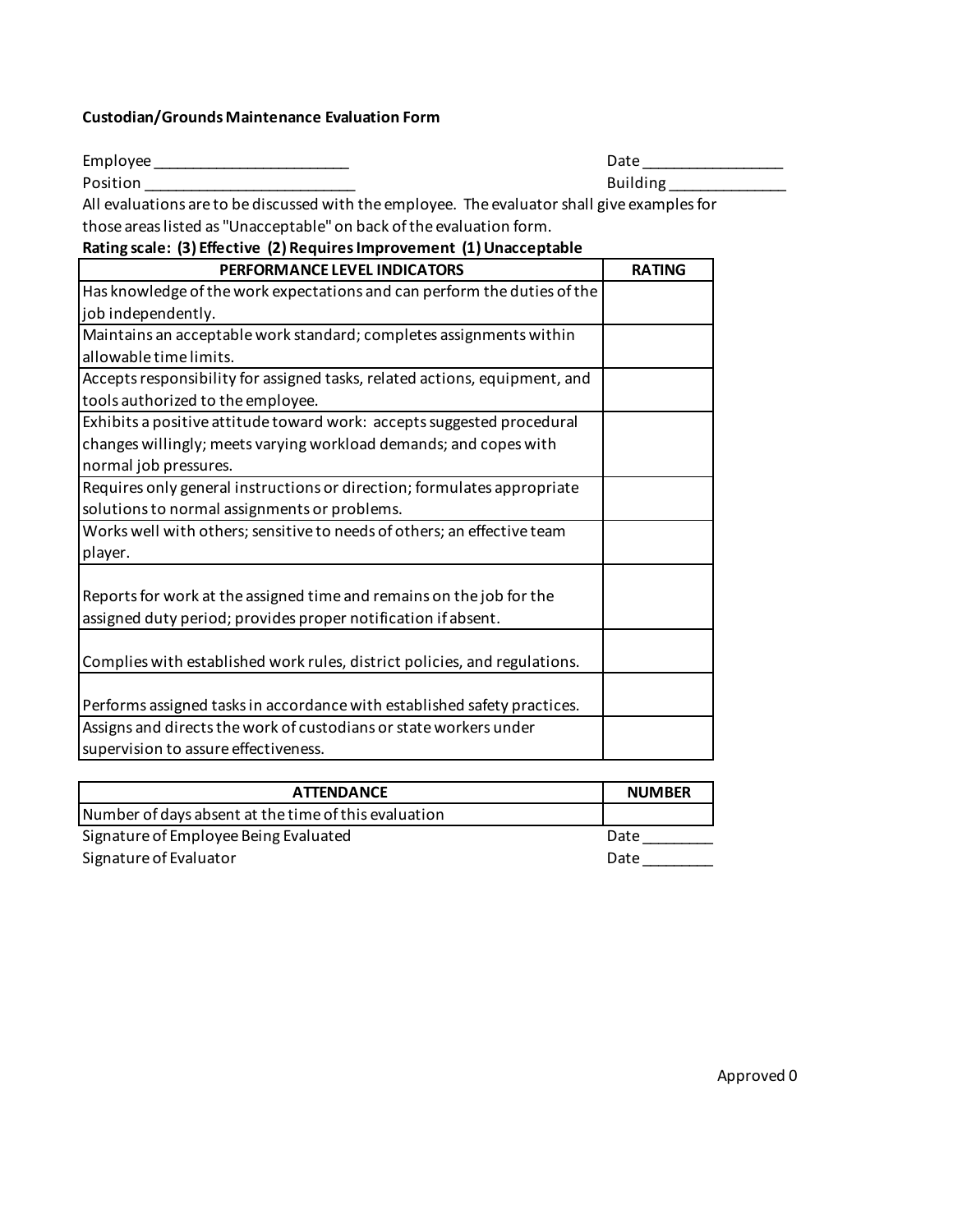**Custodian/Grounds Maintenance Evaluation Form**

Employee ________________________ Date _________________

Position __________________________ Building ______________

All evaluations are to be discussed with the employee. The evaluator shall give examples for those areas listed as "Unacceptable" on back of the evaluation form.

**Rating scale: (3) Effective (2) Requires Improvement (1) Unacceptable**

| PERFORMANCE LEVEL INDICATORS | RATING |
| --- | --- |
| Has knowledge of the work expectations and can perform the duties of the job independently. | |
| Maintains an acceptable work standard; completes assignments within allowable time limits. | |
| Accepts responsibility for assigned tasks, related actions, equipment, and tools authorized to the employee. | |
| Exhibits a positive attitude toward work: accepts suggested procedural changes willingly; meets varying workload demands; and copes with normal job pressures. | |
| Requires only general instructions or direction; formulates appropriate solutions to normal assignments or problems. | |
| Works well with others; sensitive to needs of others; an effective team player. | |
| Reports for work at the assigned time and remains on the job for the assigned duty period; provides proper notification if absent. | |
| Complies with established work rules, district policies, and regulations. | |
| Performs assigned tasks in accordance with established safety practices. | |
| Assigns and directs the work of custodians or state workers under supervision to assure effectiveness. | |

| ATTENDANCE | NUMBER |
| --- | --- |
| Number of days absent at the time of this evaluation | |

Signature of Employee Being Evaluated Date ________

Signature of Evaluator Date ________

Approved 0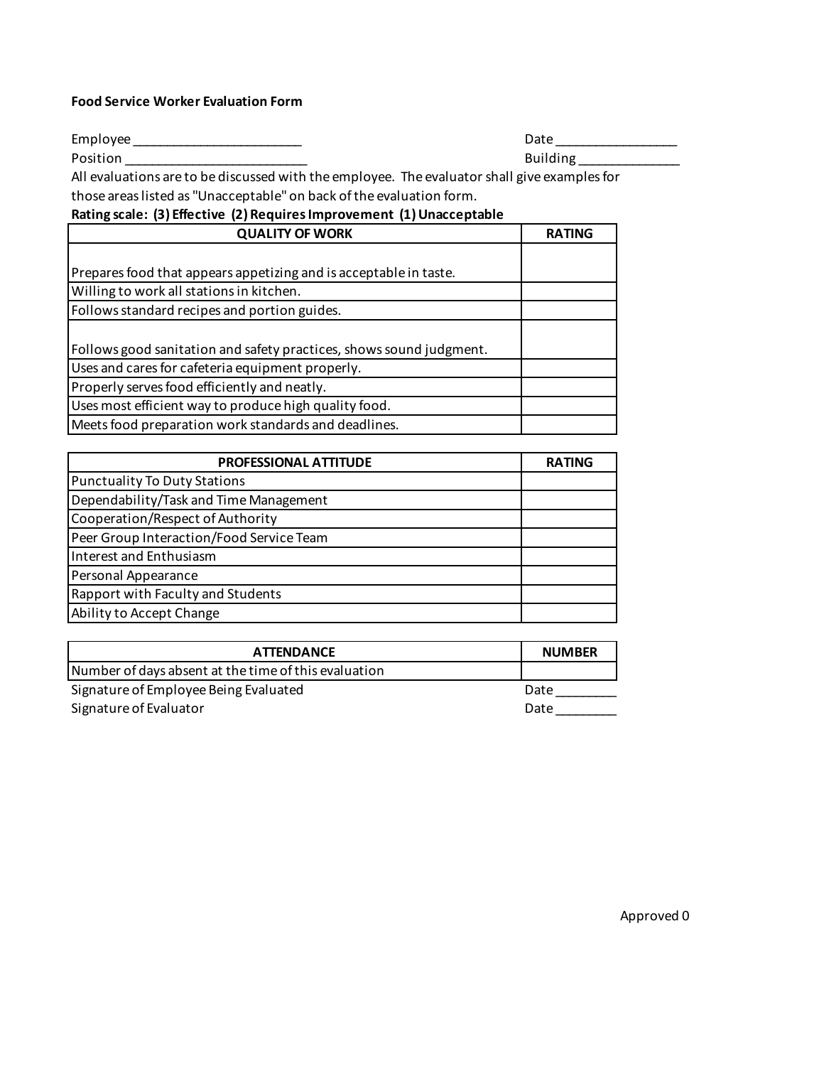**Food Service Worker Evaluation Form**

Employee ________________________ Date _________________

Position __________________________ Building ______________

All evaluations are to be discussed with the employee. The evaluator shall give examples for those areas listed as "Unacceptable" on back of the evaluation form.

**Rating scale: (3) Effective (2) Requires Improvement (1) Unacceptable**

| QUALITY OF WORK | RATING |
|---|---|
| Prepares food that appears appetizing and is acceptable in taste. | |
| Willing to work all stations in kitchen. | |
| Follows standard recipes and portion guides. | |
| Follows good sanitation and safety practices, shows sound judgment. | |
| Uses and cares for cafeteria equipment properly. | |
| Properly serves food efficiently and neatly. | |
| Uses most efficient way to produce high quality food. | |
| Meets food preparation work standards and deadlines. | |

| PROFESSIONAL ATTITUDE | RATING |
|---|---|
| Punctuality To Duty Stations | |
| Dependability/Task and Time Management | |
| Cooperation/Respect of Authority | |
| Peer Group Interaction/Food Service Team | |
| Interest and Enthusiasm | |
| Personal Appearance | |
| Rapport with Faculty and Students | |
| Ability to Accept Change | |

| ATTENDANCE | NUMBER |
|---|---|
| Number of days absent at the time of this evaluation | |

Signature of Employee Being Evaluated Date ________

Signature of Evaluator Date ________

Approved 0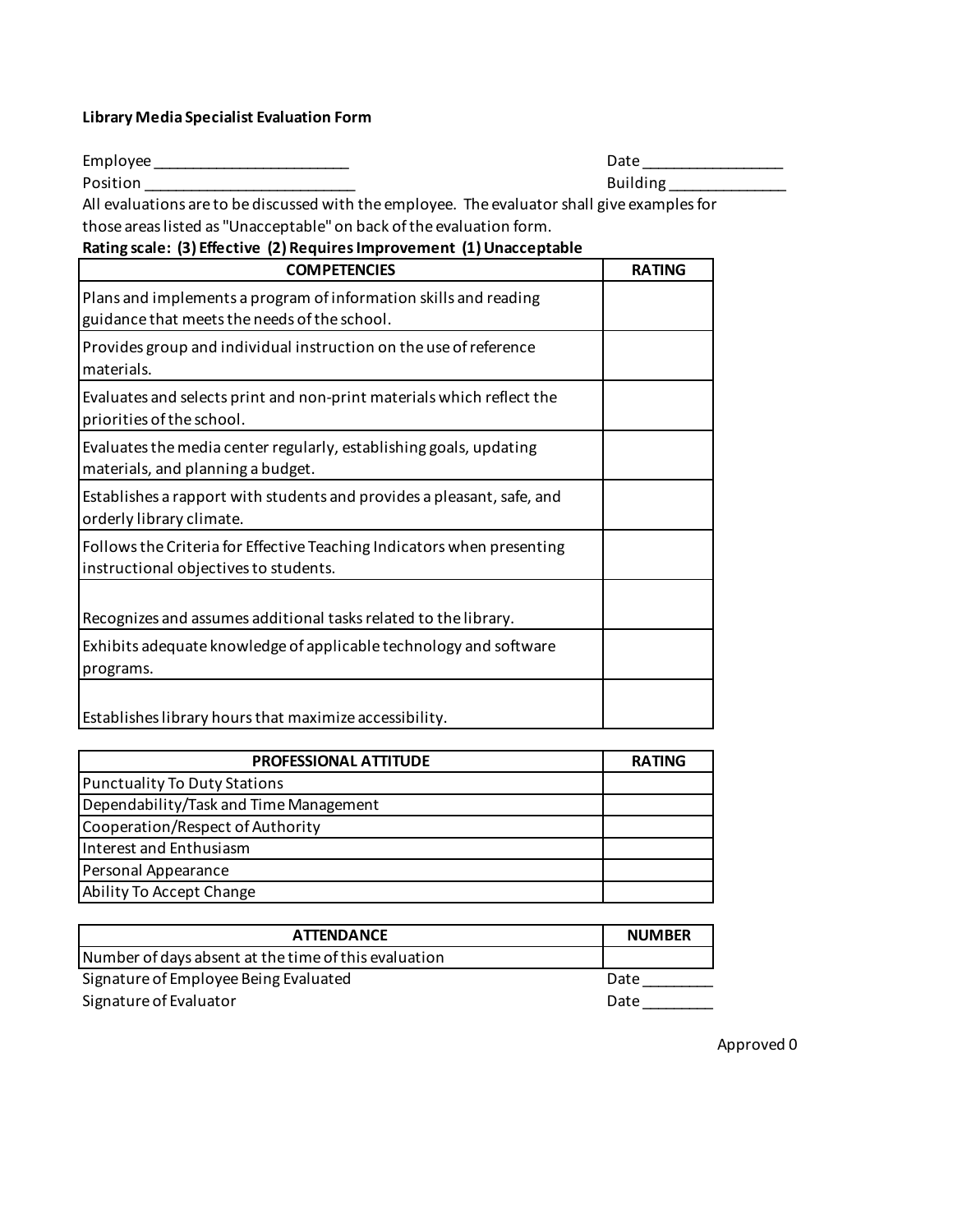**Library Media Specialist Evaluation Form**

Employee ________________________ Date _________________

Position __________________________ Building ______________

All evaluations are to be discussed with the employee. The evaluator shall give examples for those areas listed as "Unacceptable" on back of the evaluation form.

**Rating scale: (3) Effective (2) Requires Improvement (1) Unacceptable**

| COMPETENCIES | RATING |
|---|---|
| Plans and implements a program of information skills and reading guidance that meets the needs of the school. | |
| Provides group and individual instruction on the use of reference materials. | |
| Evaluates and selects print and non-print materials which reflect the priorities of the school. | |
| Evaluates the media center regularly, establishing goals, updating materials, and planning a budget. | |
| Establishes a rapport with students and provides a pleasant, safe, and orderly library climate. | |
| Follows the Criteria for Effective Teaching Indicators when presenting instructional objectives to students. | |
| Recognizes and assumes additional tasks related to the library. | |
| Exhibits adequate knowledge of applicable technology and software programs. | |
| Establishes library hours that maximize accessibility. | |

| PROFESSIONAL ATTITUDE | RATING |
|---|---|
| Punctuality To Duty Stations | |
| Dependability/Task and Time Management | |
| Cooperation/Respect of Authority | |
| Interest and Enthusiasm | |
| Personal Appearance | |
| Ability To Accept Change | |

| ATTENDANCE | NUMBER |
|---|---|
| Number of days absent at the time of this evaluation | |

Signature of Employee Being Evaluated Date ________

Signature of Evaluator Date ________

Approved 0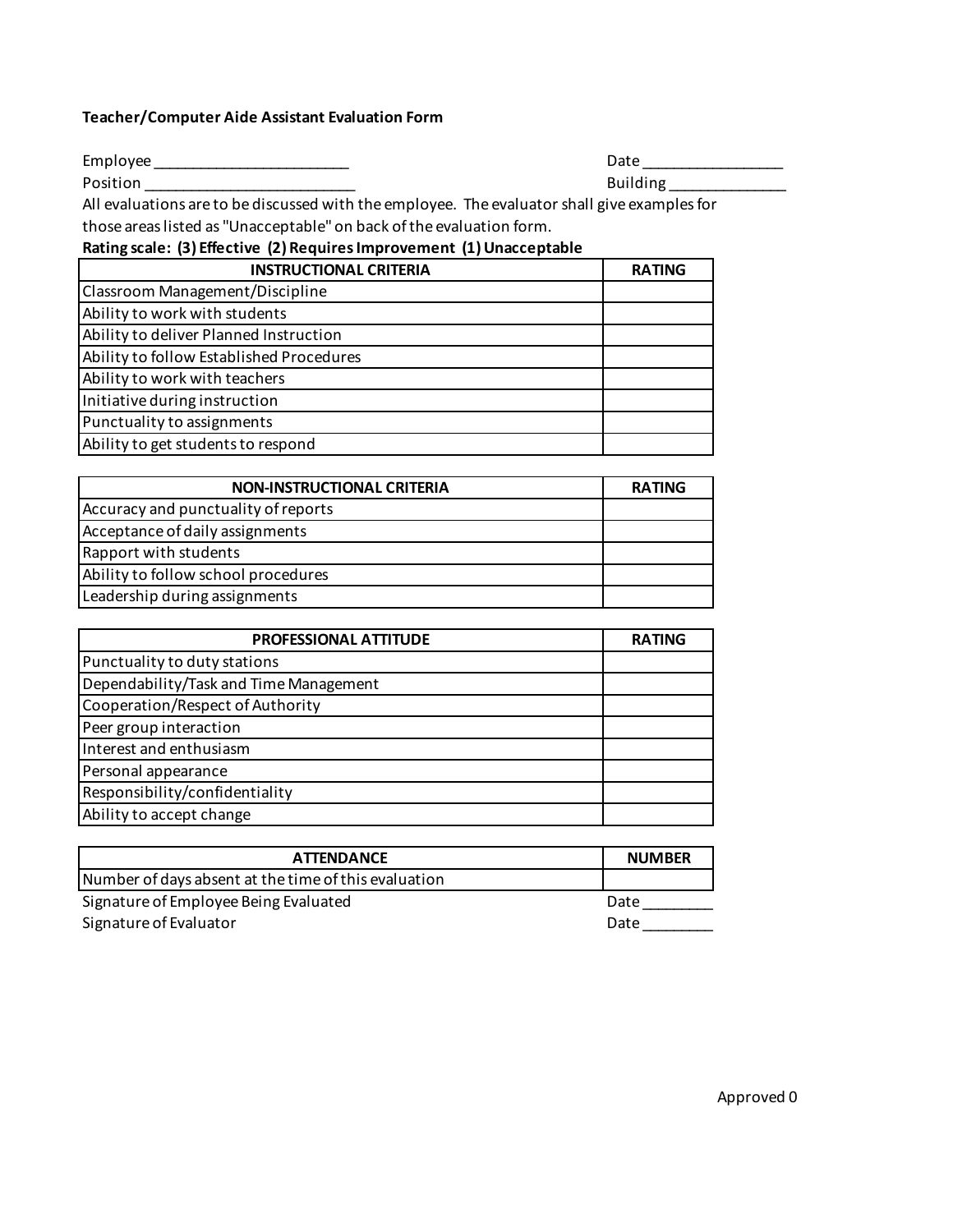**Teacher/Computer Aide Assistant Evaluation Form**

Employee ________________________ Date _________________

Position __________________________ Building ______________

All evaluations are to be discussed with the employee. The evaluator shall give examples for those areas listed as "Unacceptable" on back of the evaluation form.

**Rating scale: (3) Effective (2) Requires Improvement (1) Unacceptable**

| INSTRUCTIONAL CRITERIA | RATING |
|---|---|
| Classroom Management/Discipline | |
| Ability to work with students | |
| Ability to deliver Planned Instruction | |
| Ability to follow Established Procedures | |
| Ability to work with teachers | |
| Initiative during instruction | |
| Punctuality to assignments | |
| Ability to get students to respond | |

| NON-INSTRUCTIONAL CRITERIA | RATING |
|---|---|
| Accuracy and punctuality of reports | |
| Acceptance of daily assignments | |
| Rapport with students | |
| Ability to follow school procedures | |
| Leadership during assignments | |

| PROFESSIONAL ATTITUDE | RATING |
|---|---|
| Punctuality to duty stations | |
| Dependability/Task and Time Management | |
| Cooperation/Respect of Authority | |
| Peer group interaction | |
| Interest and enthusiasm | |
| Personal appearance | |
| Responsibility/confidentiality | |
| Ability to accept change | |

| ATTENDANCE | NUMBER |
|---|---|
| Number of days absent at the time of this evaluation | |

Signature of Employee Being Evaluated Date ________

Signature of Evaluator Date ________

Approved 0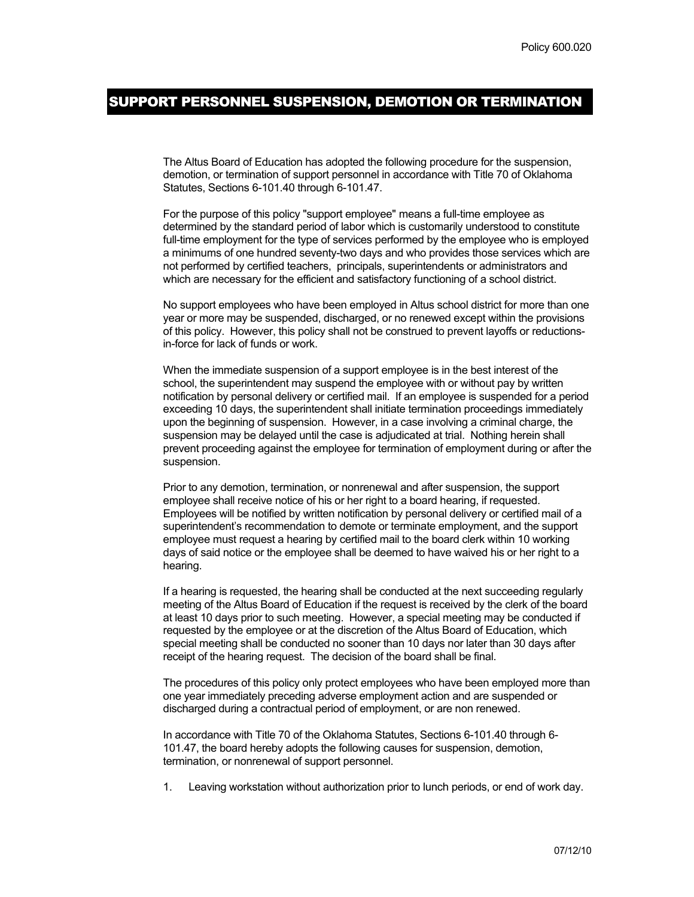Policy 600.020

# SUPPORT PERSONNEL SUSPENSION, DEMOTION OR TERMINATION

The Altus Board of Education has adopted the following procedure for the suspension, demotion, or termination of support personnel in accordance with Title 70 of Oklahoma Statutes, Sections 6-101.40 through 6-101.47.

For the purpose of this policy "support employee" means a full-time employee as determined by the standard period of labor which is customarily understood to constitute full-time employment for the type of services performed by the employee who is employed a minimums of one hundred seventy-two days and who provides those services which are not performed by certified teachers, principals, superintendents or administrators and which are necessary for the efficient and satisfactory functioning of a school district.

No support employees who have been employed in Altus school district for more than one year or more may be suspended, discharged, or no renewed except within the provisions of this policy. However, this policy shall not be construed to prevent layoffs or reductions-in-force for lack of funds or work.

When the immediate suspension of a support employee is in the best interest of the school, the superintendent may suspend the employee with or without pay by written notification by personal delivery or certified mail. If an employee is suspended for a period exceeding 10 days, the superintendent shall initiate termination proceedings immediately upon the beginning of suspension. However, in a case involving a criminal charge, the suspension may be delayed until the case is adjudicated at trial. Nothing herein shall prevent proceeding against the employee for termination of employment during or after the suspension.

Prior to any demotion, termination, or nonrenewal and after suspension, the support employee shall receive notice of his or her right to a board hearing, if requested. Employees will be notified by written notification by personal delivery or certified mail of a superintendent's recommendation to demote or terminate employment, and the support employee must request a hearing by certified mail to the board clerk within 10 working days of said notice or the employee shall be deemed to have waived his or her right to a hearing.

If a hearing is requested, the hearing shall be conducted at the next succeeding regularly meeting of the Altus Board of Education if the request is received by the clerk of the board at least 10 days prior to such meeting. However, a special meeting may be conducted if requested by the employee or at the discretion of the Altus Board of Education, which special meeting shall be conducted no sooner than 10 days nor later than 30 days after receipt of the hearing request. The decision of the board shall be final.

The procedures of this policy only protect employees who have been employed more than one year immediately preceding adverse employment action and are suspended or discharged during a contractual period of employment, or are non renewed.

In accordance with Title 70 of the Oklahoma Statutes, Sections 6-101.40 through 6-101.47, the board hereby adopts the following causes for suspension, demotion, termination, or nonrenewal of support personnel.

1. Leaving workstation without authorization prior to lunch periods, or end of work day.

07/12/10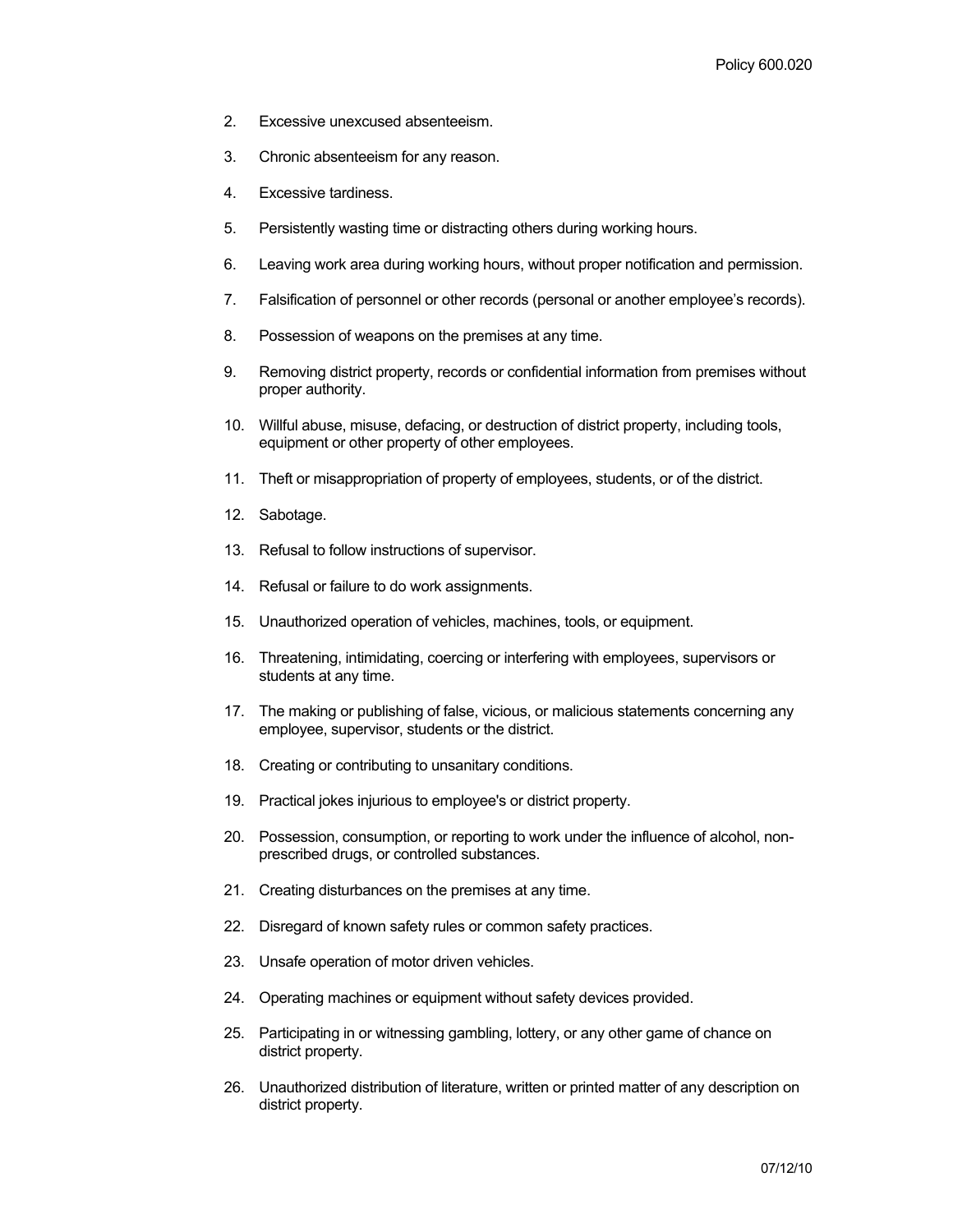2. Excessive unexcused absenteeism.
3. Chronic absenteeism for any reason.
4. Excessive tardiness.
5. Persistently wasting time or distracting others during working hours.
6. Leaving work area during working hours, without proper notification and permission.
7. Falsification of personnel or other records (personal or another employee's records).
8. Possession of weapons on the premises at any time.
9. Removing district property, records or confidential information from premises without proper authority.
10. Willful abuse, misuse, defacing, or destruction of district property, including tools, equipment or other property of other employees.
11. Theft or misappropriation of property of employees, students, or of the district.
12. Sabotage.
13. Refusal to follow instructions of supervisor.
14. Refusal or failure to do work assignments.
15. Unauthorized operation of vehicles, machines, tools, or equipment.
16. Threatening, intimidating, coercing or interfering with employees, supervisors or students at any time.
17. The making or publishing of false, vicious, or malicious statements concerning any employee, supervisor, students or the district.
18. Creating or contributing to unsanitary conditions.
19. Practical jokes injurious to employee's or district property.
20. Possession, consumption, or reporting to work under the influence of alcohol, non-prescribed drugs, or controlled substances.
21. Creating disturbances on the premises at any time.
22. Disregard of known safety rules or common safety practices.
23. Unsafe operation of motor driven vehicles.
24. Operating machines or equipment without safety devices provided.
25. Participating in or witnessing gambling, lottery, or any other game of chance on district property.
26. Unauthorized distribution of literature, written or printed matter of any description on district property.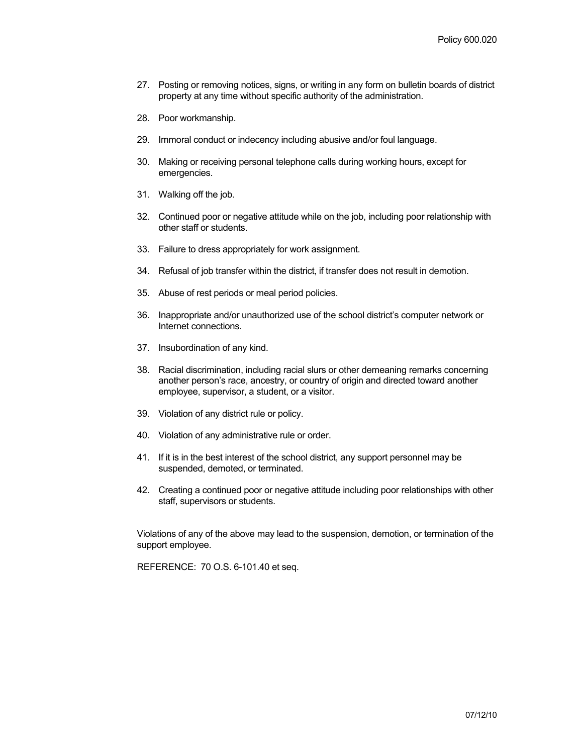27. Posting or removing notices, signs, or writing in any form on bulletin boards of district property at any time without specific authority of the administration.

28. Poor workmanship.

29. Immoral conduct or indecency including abusive and/or foul language.

30. Making or receiving personal telephone calls during working hours, except for emergencies.

31. Walking off the job.

32. Continued poor or negative attitude while on the job, including poor relationship with other staff or students.

33. Failure to dress appropriately for work assignment.

34. Refusal of job transfer within the district, if transfer does not result in demotion.

35. Abuse of rest periods or meal period policies.

36. Inappropriate and/or unauthorized use of the school district's computer network or Internet connections.

37. Insubordination of any kind.

38. Racial discrimination, including racial slurs or other demeaning remarks concerning another person's race, ancestry, or country of origin and directed toward another employee, supervisor, a student, or a visitor.

39. Violation of any district rule or policy.

40. Violation of any administrative rule or order.

41. If it is in the best interest of the school district, any support personnel may be suspended, demoted, or terminated.

42. Creating a continued poor or negative attitude including poor relationships with other staff, supervisors or students.

Violations of any of the above may lead to the suspension, demotion, or termination of the support employee.

REFERENCE: 70 O.S. 6-101.40 et seq.

07/12/10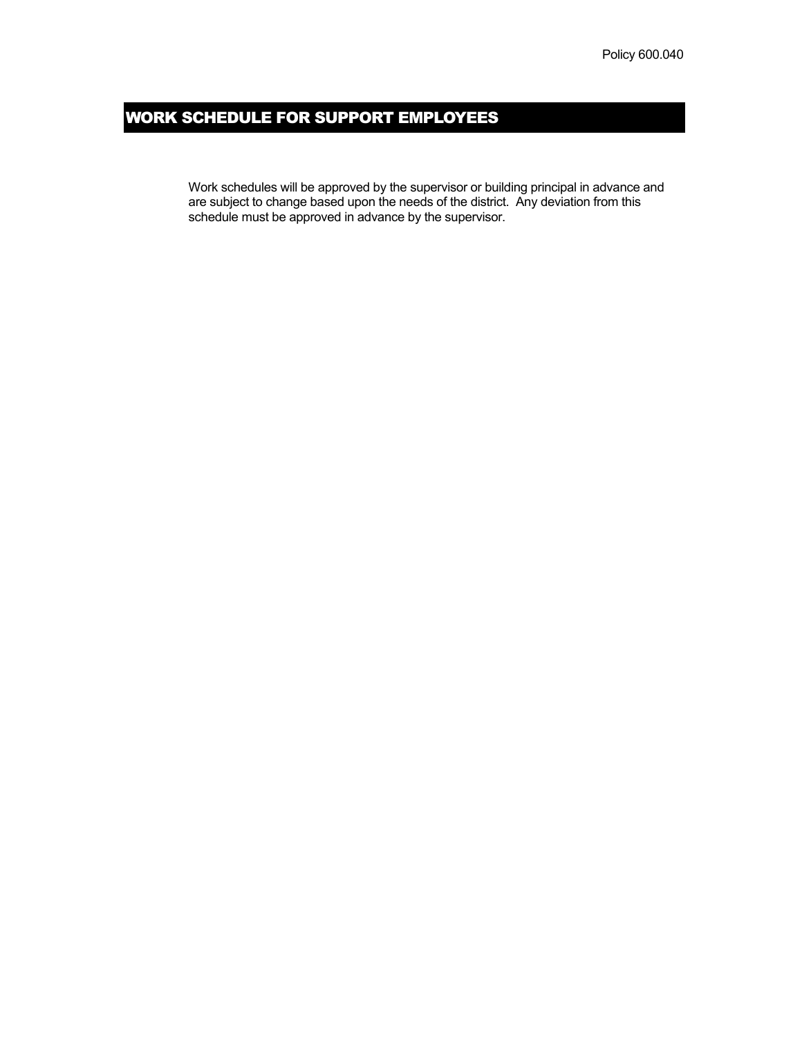Policy 600.040

# WORK SCHEDULE FOR SUPPORT EMPLOYEES

Work schedules will be approved by the supervisor or building principal in advance and are subject to change based upon the needs of the district. Any deviation from this schedule must be approved in advance by the supervisor.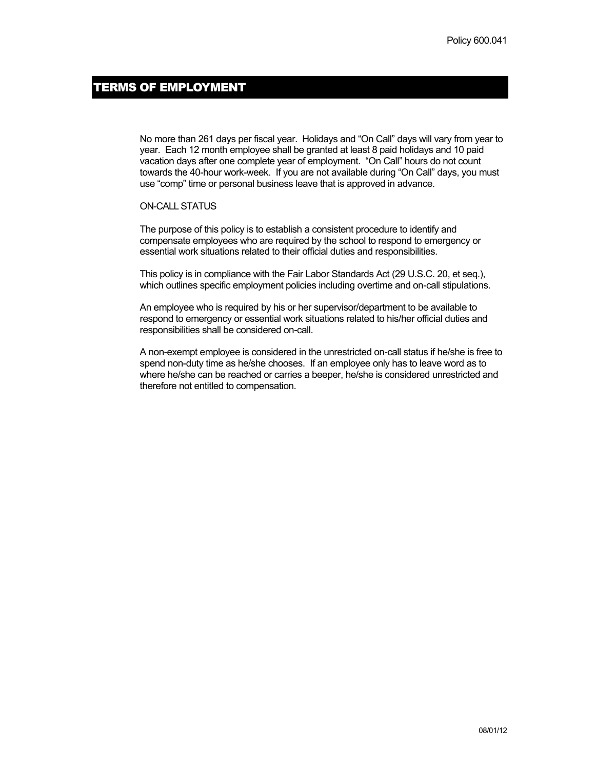# TERMS OF EMPLOYMENT

No more than 261 days per fiscal year. Holidays and "On Call" days will vary from year to year. Each 12 month employee shall be granted at least 8 paid holidays and 10 paid vacation days after one complete year of employment. "On Call" hours do not count towards the 40-hour work-week. If you are not available during "On Call" days, you must use "comp" time or personal business leave that is approved in advance.

ON-CALL STATUS

The purpose of this policy is to establish a consistent procedure to identify and compensate employees who are required by the school to respond to emergency or essential work situations related to their official duties and responsibilities.

This policy is in compliance with the Fair Labor Standards Act (29 U.S.C. 20, et seq.), which outlines specific employment policies including overtime and on-call stipulations.

An employee who is required by his or her supervisor/department to be available to respond to emergency or essential work situations related to his/her official duties and responsibilities shall be considered on-call.

A non-exempt employee is considered in the unrestricted on-call status if he/she is free to spend non-duty time as he/she chooses. If an employee only has to leave word as to where he/she can be reached or carries a beeper, he/she is considered unrestricted and therefore not entitled to compensation.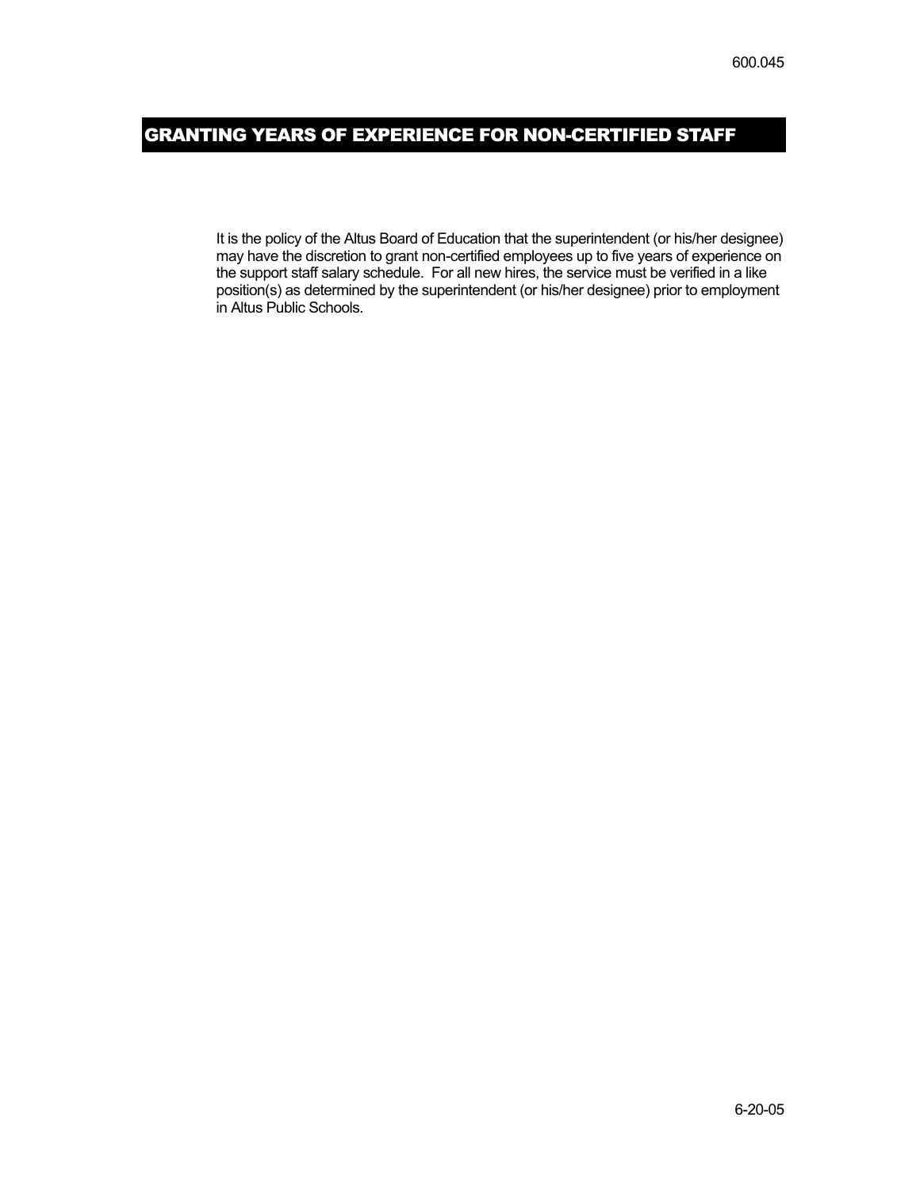# GRANTING YEARS OF EXPERIENCE FOR NON-CERTIFIED STAFF

It is the policy of the Altus Board of Education that the superintendent (or his/her designee) may have the discretion to grant non-certified employees up to five years of experience on the support staff salary schedule. For all new hires, the service must be verified in a like position(s) as determined by the superintendent (or his/her designee) prior to employment in Altus Public Schools.

6-20-05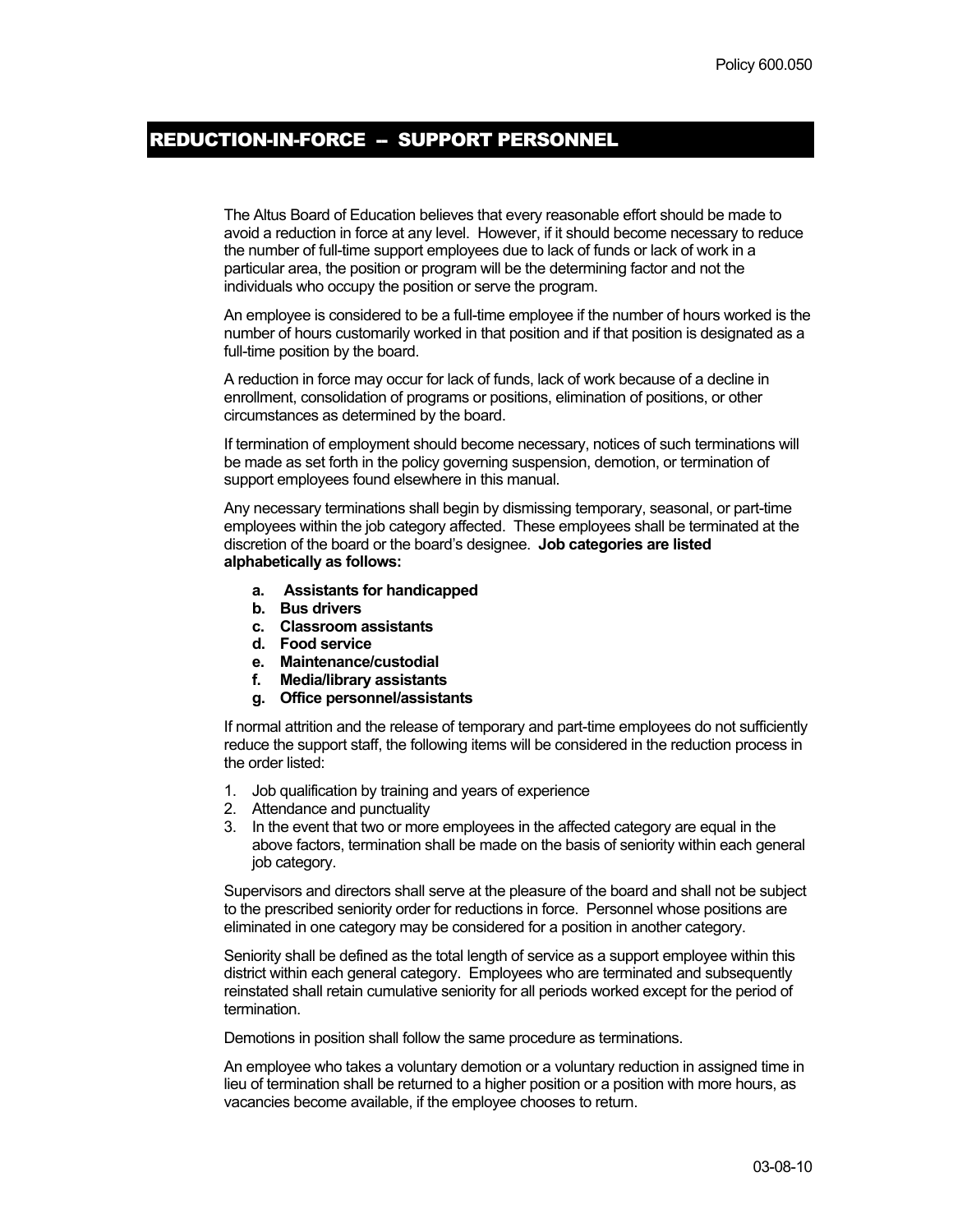# REDUCTION-IN-FORCE – SUPPORT PERSONNEL

The Altus Board of Education believes that every reasonable effort should be made to avoid a reduction in force at any level. However, if it should become necessary to reduce the number of full-time support employees due to lack of funds or lack of work in a particular area, the position or program will be the determining factor and not the individuals who occupy the position or serve the program.

An employee is considered to be a full-time employee if the number of hours worked is the number of hours customarily worked in that position and if that position is designated as a full-time position by the board.

A reduction in force may occur for lack of funds, lack of work because of a decline in enrollment, consolidation of programs or positions, elimination of positions, or other circumstances as determined by the board.

If termination of employment should become necessary, notices of such terminations will be made as set forth in the policy governing suspension, demotion, or termination of support employees found elsewhere in this manual.

Any necessary terminations shall begin by dismissing temporary, seasonal, or part-time employees within the job category affected. These employees shall be terminated at the discretion of the board or the board's designee. **Job categories are listed alphabetically as follows:**

- **a. Assistants for handicapped**
- **b. Bus drivers**
- **c. Classroom assistants**
- **d. Food service**
- **e. Maintenance/custodial**
- **f. Media/library assistants**
- **g. Office personnel/assistants**

If normal attrition and the release of temporary and part-time employees do not sufficiently reduce the support staff, the following items will be considered in the reduction process in the order listed:

1. Job qualification by training and years of experience
2. Attendance and punctuality
3. In the event that two or more employees in the affected category are equal in the above factors, termination shall be made on the basis of seniority within each general job category.

Supervisors and directors shall serve at the pleasure of the board and shall not be subject to the prescribed seniority order for reductions in force. Personnel whose positions are eliminated in one category may be considered for a position in another category.

Seniority shall be defined as the total length of service as a support employee within this district within each general category. Employees who are terminated and subsequently reinstated shall retain cumulative seniority for all periods worked except for the period of termination.

Demotions in position shall follow the same procedure as terminations.

An employee who takes a voluntary demotion or a voluntary reduction in assigned time in lieu of termination shall be returned to a higher position or a position with more hours, as vacancies become available, if the employee chooses to return.

03-08-10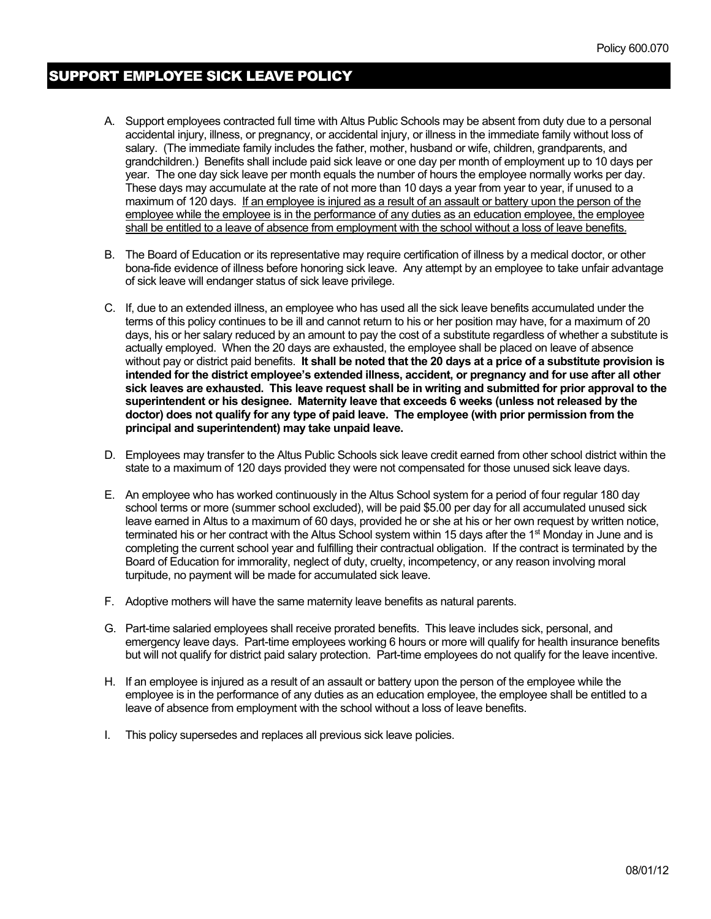Policy 600.070

# SUPPORT EMPLOYEE SICK LEAVE POLICY

A. Support employees contracted full time with Altus Public Schools may be absent from duty due to a personal accidental injury, illness, or pregnancy, or accidental injury, or illness in the immediate family without loss of salary. (The immediate family includes the father, mother, husband or wife, children, grandparents, and grandchildren.) Benefits shall include paid sick leave or one day per month of employment up to 10 days per year. The one day sick leave per month equals the number of hours the employee normally works per day. These days may accumulate at the rate of not more than 10 days a year from year to year, if unused to a maximum of 120 days. <u>If an employee is injured as a result of an assault or battery upon the person of the employee while the employee is in the performance of any duties as an education employee, the employee shall be entitled to a leave of absence from employment with the school without a loss of leave benefits.</u>

B. The Board of Education or its representative may require certification of illness by a medical doctor, or other bona-fide evidence of illness before honoring sick leave. Any attempt by an employee to take unfair advantage of sick leave will endanger status of sick leave privilege.

C. If, due to an extended illness, an employee who has used all the sick leave benefits accumulated under the terms of this policy continues to be ill and cannot return to his or her position may have, for a maximum of 20 days, his or her salary reduced by an amount to pay the cost of a substitute regardless of whether a substitute is actually employed. When the 20 days are exhausted, the employee shall be placed on leave of absence without pay or district paid benefits. **It shall be noted that the 20 days at a price of a substitute provision is intended for the district employee's extended illness, accident, or pregnancy and for use after all other sick leaves are exhausted. This leave request shall be in writing and submitted for prior approval to the superintendent or his designee. Maternity leave that exceeds 6 weeks (unless not released by the doctor) does not qualify for any type of paid leave. The employee (with prior permission from the principal and superintendent) may take unpaid leave.**

D. Employees may transfer to the Altus Public Schools sick leave credit earned from other school district within the state to a maximum of 120 days provided they were not compensated for those unused sick leave days.

E. An employee who has worked continuously in the Altus School system for a period of four regular 180 day school terms or more (summer school excluded), will be paid $5.00 per day for all accumulated unused sick leave earned in Altus to a maximum of 60 days, provided he or she at his or her own request by written notice, terminated his or her contract with the Altus School system within 15 days after the 1st Monday in June and is completing the current school year and fulfilling their contractual obligation. If the contract is terminated by the Board of Education for immorality, neglect of duty, cruelty, incompetency, or any reason involving moral turpitude, no payment will be made for accumulated sick leave.

F. Adoptive mothers will have the same maternity leave benefits as natural parents.

G. Part-time salaried employees shall receive prorated benefits. This leave includes sick, personal, and emergency leave days. Part-time employees working 6 hours or more will qualify for health insurance benefits but will not qualify for district paid salary protection. Part-time employees do not qualify for the leave incentive.

H. If an employee is injured as a result of an assault or battery upon the person of the employee while the employee is in the performance of any duties as an education employee, the employee shall be entitled to a leave of absence from employment with the school without a loss of leave benefits.

I. This policy supersedes and replaces all previous sick leave policies.

08/01/12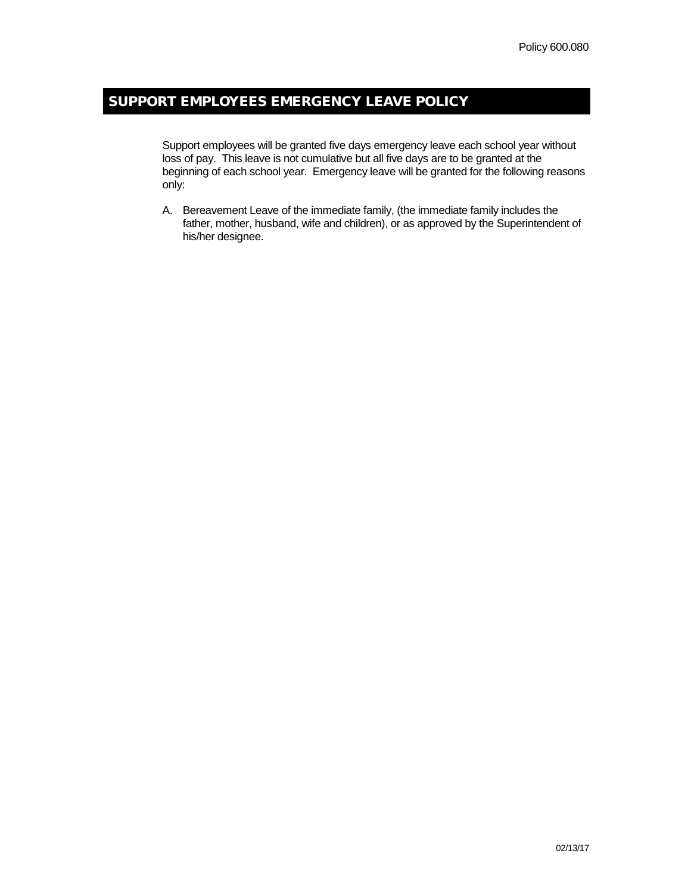Policy 600.080

## SUPPORT EMPLOYEES EMERGENCY LEAVE POLICY

Support employees will be granted five days emergency leave each school year without loss of pay. This leave is not cumulative but all five days are to be granted at the beginning of each school year. Emergency leave will be granted for the following reasons only:

A. Bereavement Leave of the immediate family, (the immediate family includes the father, mother, husband, wife and children), or as approved by the Superintendent of his/her designee.

02/13/17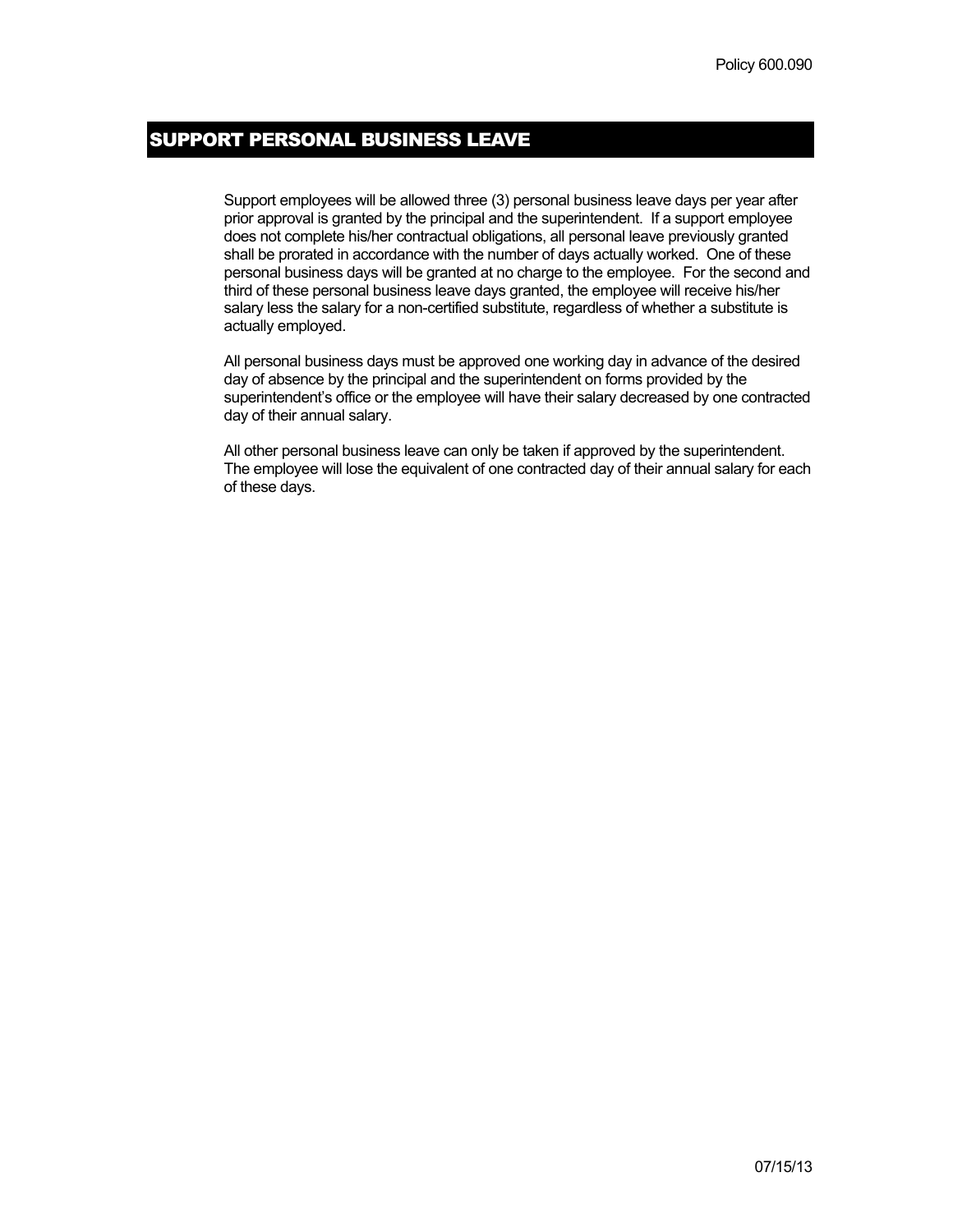Policy 600.090

# SUPPORT PERSONAL BUSINESS LEAVE

Support employees will be allowed three (3) personal business leave days per year after prior approval is granted by the principal and the superintendent. If a support employee does not complete his/her contractual obligations, all personal leave previously granted shall be prorated in accordance with the number of days actually worked. One of these personal business days will be granted at no charge to the employee. For the second and third of these personal business leave days granted, the employee will receive his/her salary less the salary for a non-certified substitute, regardless of whether a substitute is actually employed.

All personal business days must be approved one working day in advance of the desired day of absence by the principal and the superintendent on forms provided by the superintendent's office or the employee will have their salary decreased by one contracted day of their annual salary.

All other personal business leave can only be taken if approved by the superintendent. The employee will lose the equivalent of one contracted day of their annual salary for each of these days.

07/15/13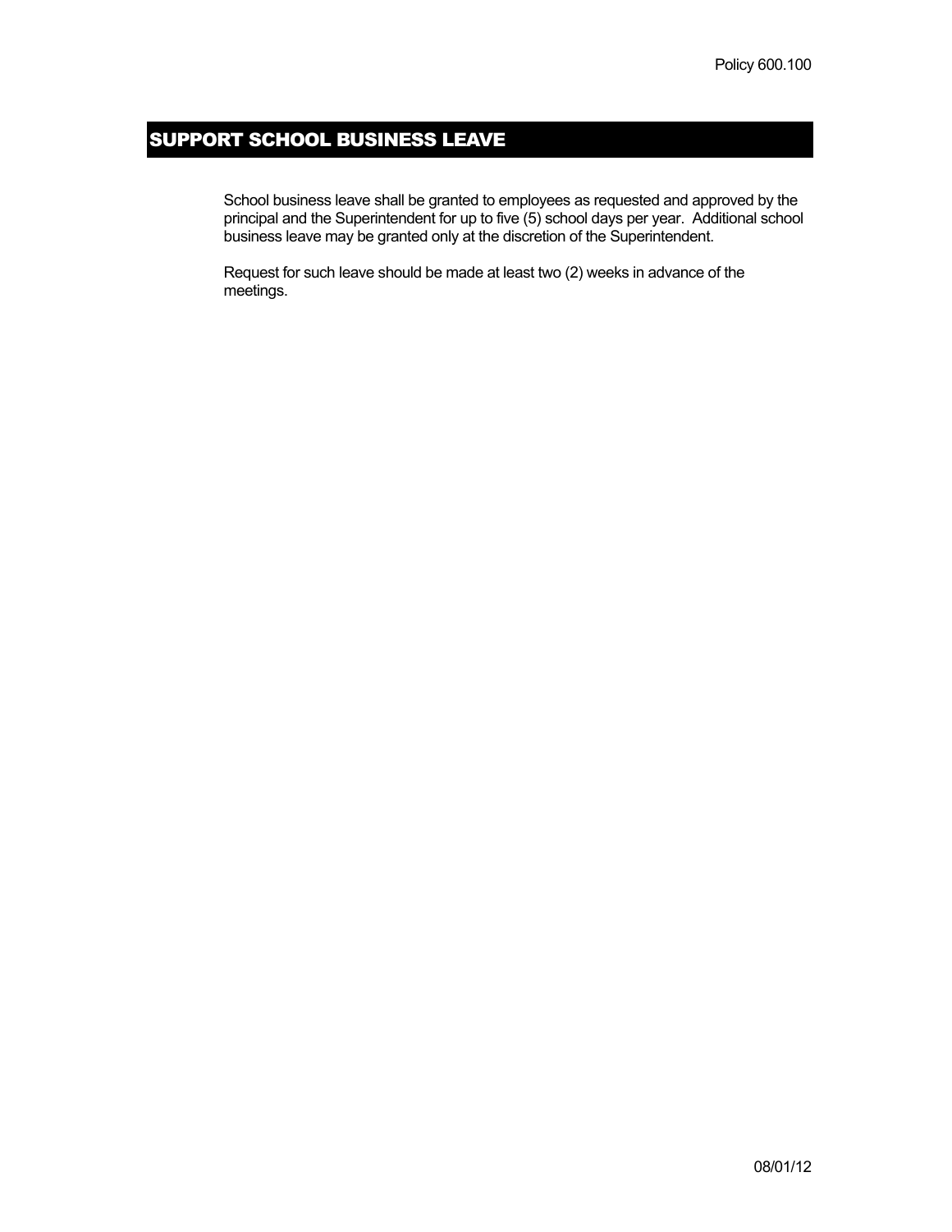# SUPPORT SCHOOL BUSINESS LEAVE

School business leave shall be granted to employees as requested and approved by the principal and the Superintendent for up to five (5) school days per year. Additional school business leave may be granted only at the discretion of the Superintendent.

Request for such leave should be made at least two (2) weeks in advance of the meetings.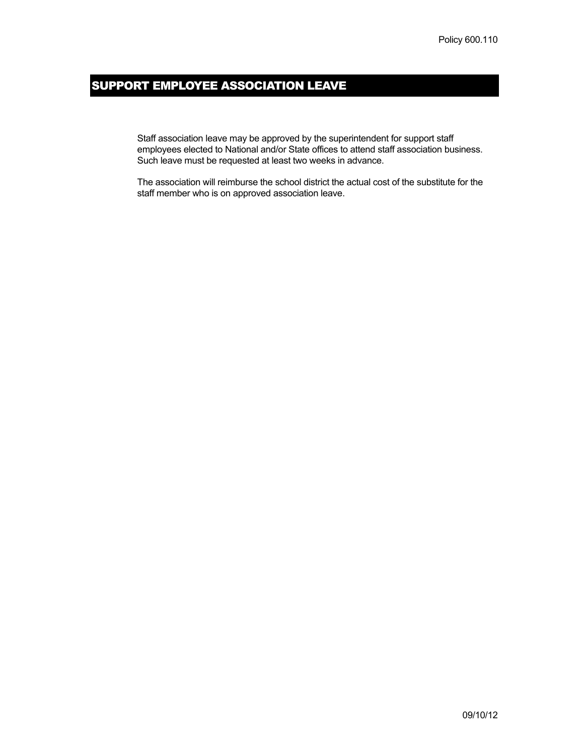Policy 600.110

# SUPPORT EMPLOYEE ASSOCIATION LEAVE

Staff association leave may be approved by the superintendent for support staff employees elected to National and/or State offices to attend staff association business. Such leave must be requested at least two weeks in advance.

The association will reimburse the school district the actual cost of the substitute for the staff member who is on approved association leave.

09/10/12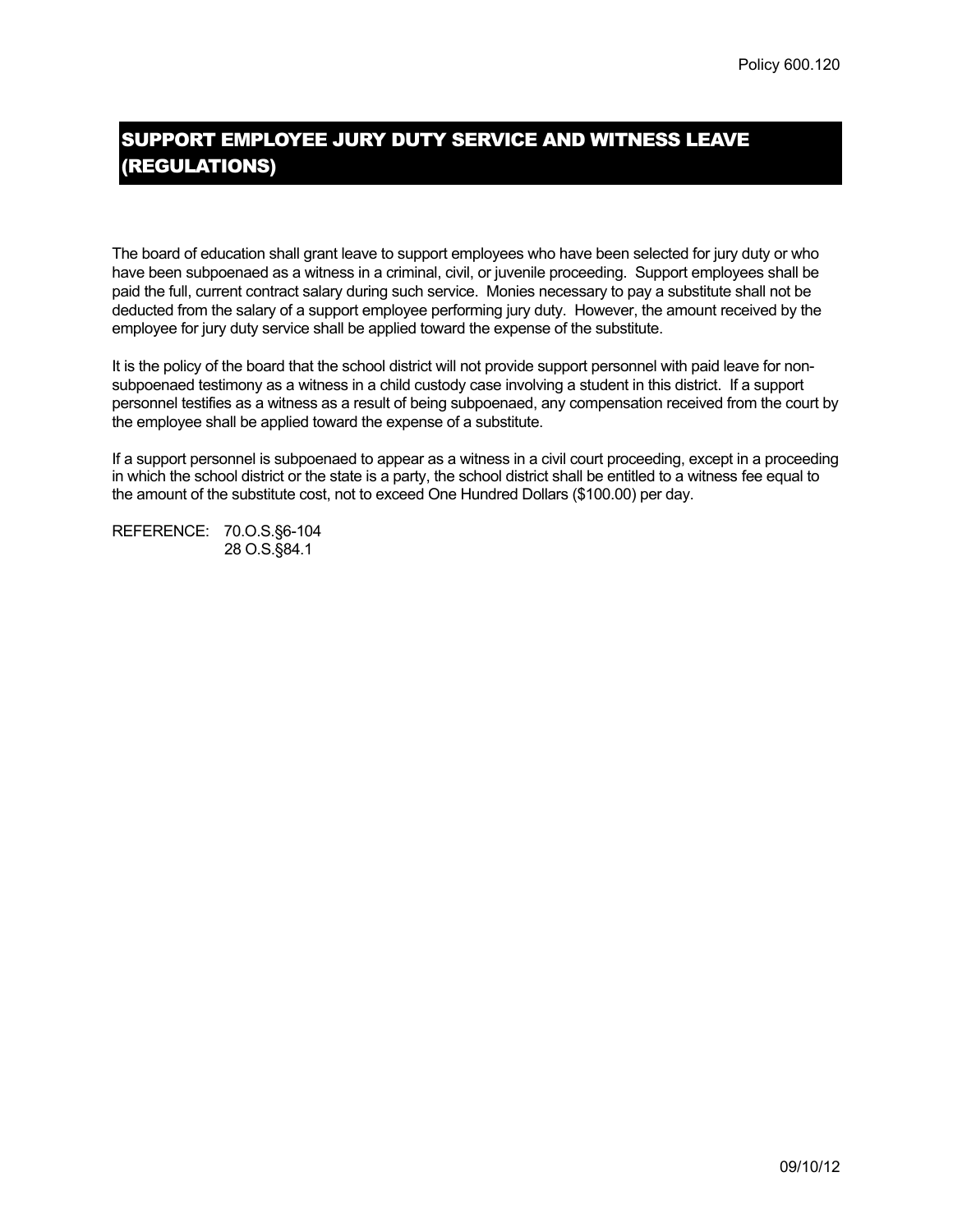Policy 600.120

# SUPPORT EMPLOYEE JURY DUTY SERVICE AND WITNESS LEAVE (REGULATIONS)

The board of education shall grant leave to support employees who have been selected for jury duty or who have been subpoenaed as a witness in a criminal, civil, or juvenile proceeding. Support employees shall be paid the full, current contract salary during such service. Monies necessary to pay a substitute shall not be deducted from the salary of a support employee performing jury duty. However, the amount received by the employee for jury duty service shall be applied toward the expense of the substitute.

It is the policy of the board that the school district will not provide support personnel with paid leave for non-subpoenaed testimony as a witness in a child custody case involving a student in this district. If a support personnel testifies as a witness as a result of being subpoenaed, any compensation received from the court by the employee shall be applied toward the expense of a substitute.

If a support personnel is subpoenaed to appear as a witness in a civil court proceeding, except in a proceeding in which the school district or the state is a party, the school district shall be entitled to a witness fee equal to the amount of the substitute cost, not to exceed One Hundred Dollars ($100.00) per day.

REFERENCE: 70.O.S.§6-104
28 O.S.§84.1

09/10/12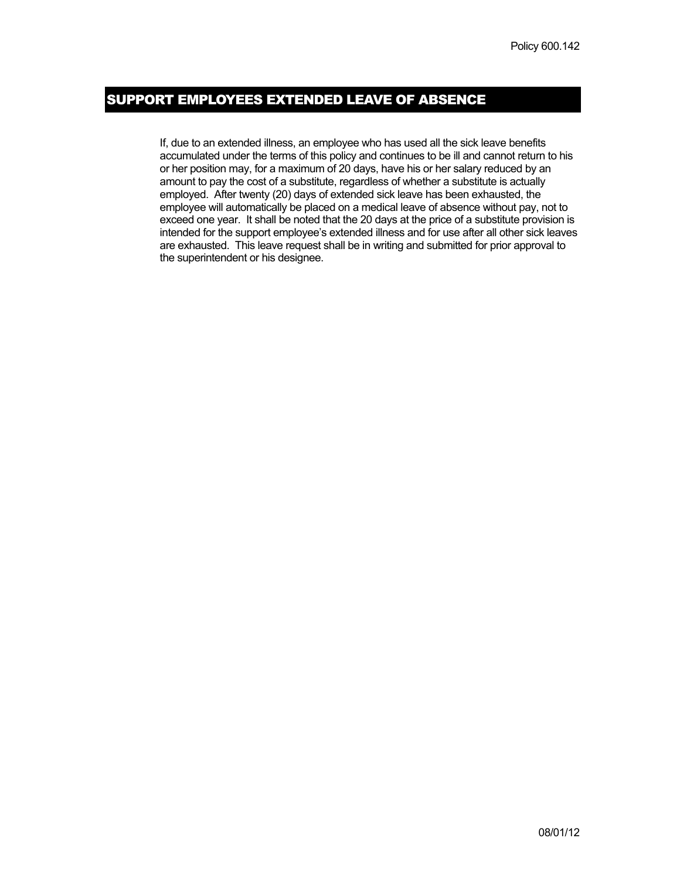## SUPPORT EMPLOYEES EXTENDED LEAVE OF ABSENCE

If, due to an extended illness, an employee who has used all the sick leave benefits accumulated under the terms of this policy and continues to be ill and cannot return to his or her position may, for a maximum of 20 days, have his or her salary reduced by an amount to pay the cost of a substitute, regardless of whether a substitute is actually employed. After twenty (20) days of extended sick leave has been exhausted, the employee will automatically be placed on a medical leave of absence without pay, not to exceed one year. It shall be noted that the 20 days at the price of a substitute provision is intended for the support employee's extended illness and for use after all other sick leaves are exhausted. This leave request shall be in writing and submitted for prior approval to the superintendent or his designee.